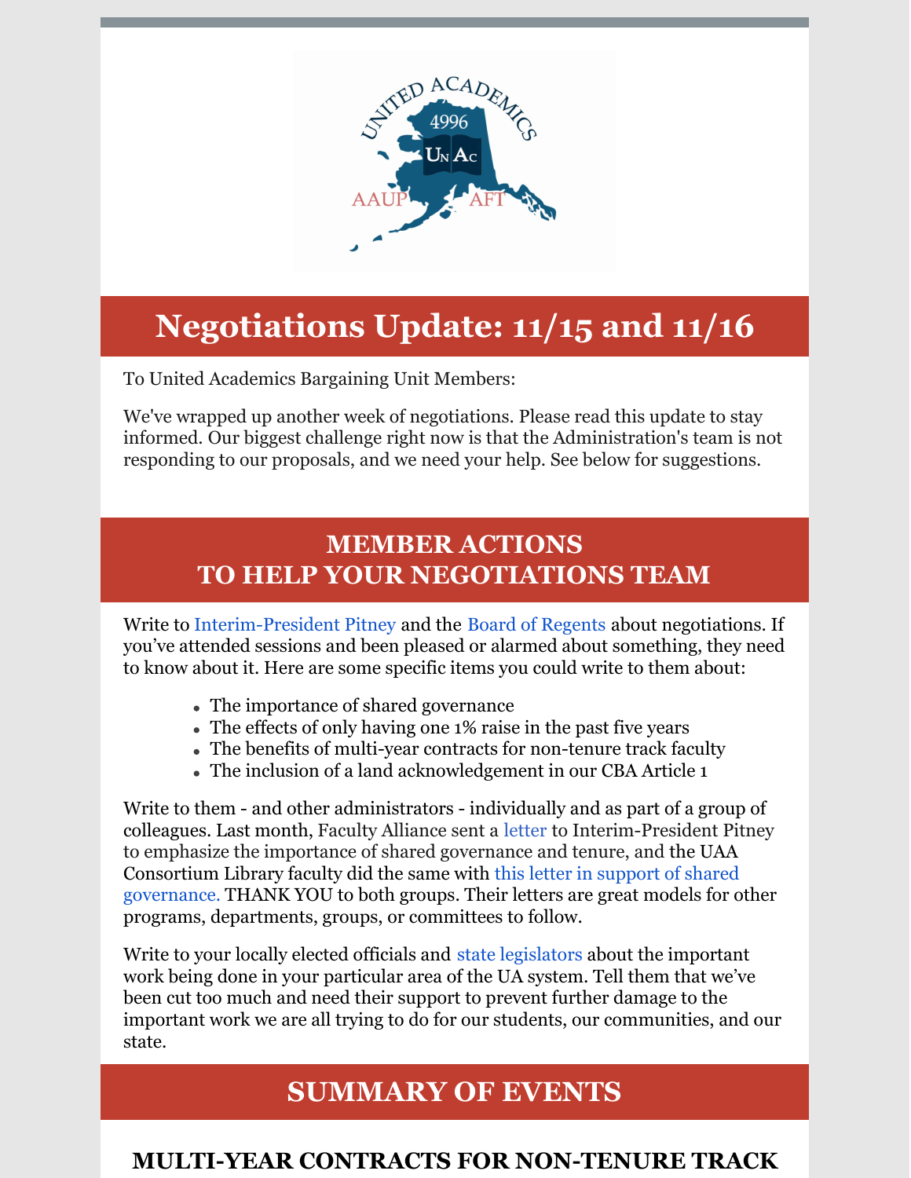# Negotiations Update: 11/15 and 11/16

To United Academics Bargaining Unit Members:

We've wrapped up another week of negotiations. Please read this update to stay informed. Our biggest challenge right now is that the Administration's team is not responding to our proposals, and we need your help. See below for suggestions.

## MEMBER ACTIONS TO HELP YOUR NEGOTIATIONS TEAM

Write to Interim-President Pitney and the Board of Regents about negotiations. If you've attended sessions and been pleased or alarmed about something, they need to know about it. Here are some specific items you could write to them about:

- The importance of shared governance
- The effects of only having one 1% raise in the past five years
- The benefits of multi-year contracts for non-tenure track faculty
- The inclusion of a land acknowledgement in our CBA Article 1

Write to them - and other administrators - individually and as part of a group of colleagues. Last month, Faculty Alliance sent a letter to Interim-President Pitney to emphasize the importance of shared governance and tenure, and the UAA Consortium Library faculty did the same with this letter in support of shared governance. THANK YOU to both groups. Their letters are great models for other programs, departments, groups, or committees to follow.

Write to your locally elected officials and state legislators about the important work being done in your particular area of the UA system. Tell them that we've been cut too much and need their support to prevent further damage to the important work we are all trying to do for our students, our communities, and our state.

## SUMMARY OF EVENTS

### MULTI-YEAR CONTRACTS FOR NON-TENURE TRACK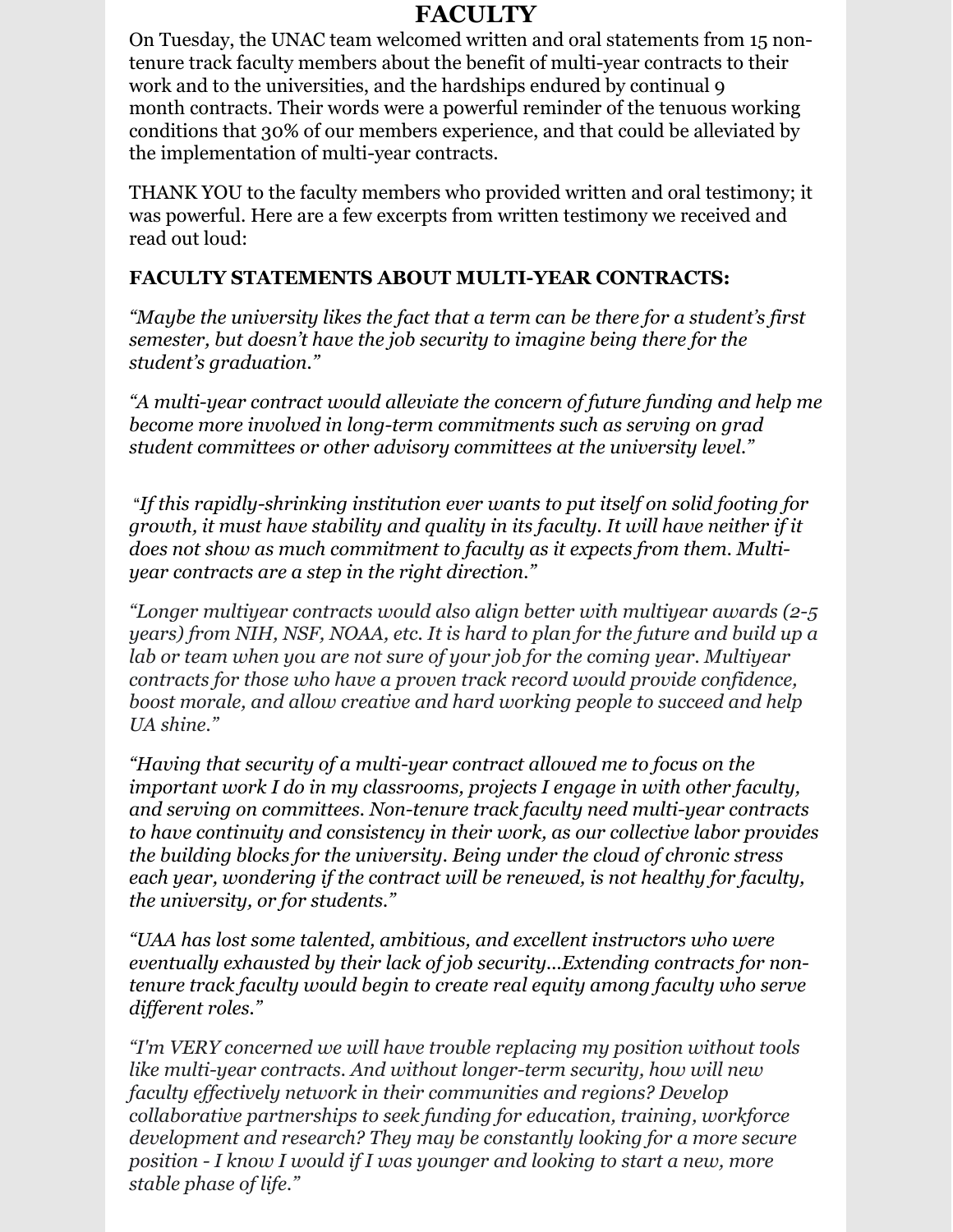# FACULTY

On Tuesday, the UNAC team welcomed written and oral statements from 15 non-tenure track faculty members about the benefit of multi-year contracts to their work and to the universities, and the hardships endured by continual 9 month contracts. Their words were a powerful reminder of the tenuous working conditions that 30% of our members experience, and that could be alleviated by the implementation of multi-year contracts.

THANK YOU to the faculty members who provided written and oral testimony; it was powerful. Here are a few excerpts from written testimony we received and read out loud:

**FACULTY STATEMENTS ABOUT MULTI-YEAR CONTRACTS:**

*"Maybe the university likes the fact that a term can be there for a student's first semester, but doesn't have the job security to imagine being there for the student's graduation."*

*"A multi-year contract would alleviate the concern of future funding and help me become more involved in long-term commitments such as serving on grad student committees or other advisory committees at the university level."*

*"If this rapidly-shrinking institution ever wants to put itself on solid footing for growth, it must have stability and quality in its faculty. It will have neither if it does not show as much commitment to faculty as it expects from them. Multi-year contracts are a step in the right direction."*

*"Longer multiyear contracts would also align better with multiyear awards (2-5 years) from NIH, NSF, NOAA, etc. It is hard to plan for the future and build up a lab or team when you are not sure of your job for the coming year. Multiyear contracts for those who have a proven track record would provide confidence, boost morale, and allow creative and hard working people to succeed and help UA shine."*

*"Having that security of a multi-year contract allowed me to focus on the important work I do in my classrooms, projects I engage in with other faculty, and serving on committees. Non-tenure track faculty need multi-year contracts to have continuity and consistency in their work, as our collective labor provides the building blocks for the university. Being under the cloud of chronic stress each year, wondering if the contract will be renewed, is not healthy for faculty, the university, or for students."*

*"UAA has lost some talented, ambitious, and excellent instructors who were eventually exhausted by their lack of job security...Extending contracts for non-tenure track faculty would begin to create real equity among faculty who serve different roles."*

*"I'm VERY concerned we will have trouble replacing my position without tools like multi-year contracts. And without longer-term security, how will new faculty effectively network in their communities and regions? Develop collaborative partnerships to seek funding for education, training, workforce development and research? They may be constantly looking for a more secure position - I know I would if I was younger and looking to start a new, more stable phase of life."*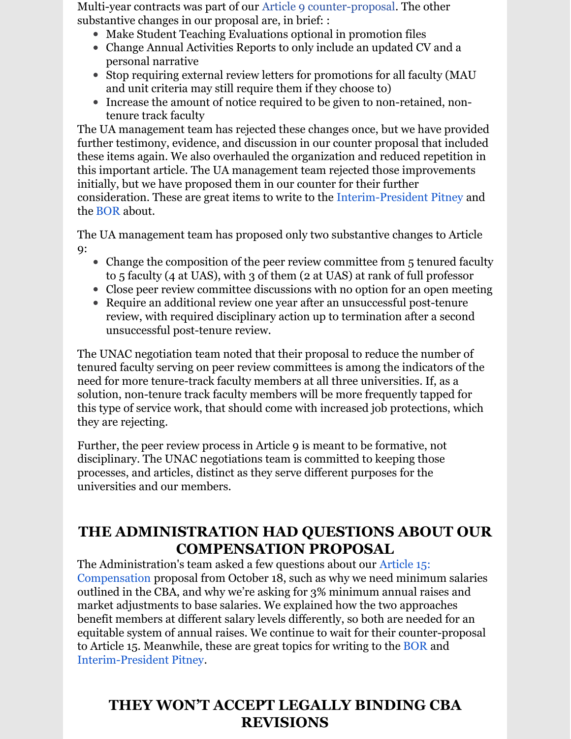Multi-year contracts was part of our Article 9 counter-proposal. The other substantive changes in our proposal are, in brief: :

- Make Student Teaching Evaluations optional in promotion files
- Change Annual Activities Reports to only include an updated CV and a personal narrative
- Stop requiring external review letters for promotions for all faculty (MAU and unit criteria may still require them if they choose to)
- Increase the amount of notice required to be given to non-retained, non-tenure track faculty

The UA management team has rejected these changes once, but we have provided further testimony, evidence, and discussion in our counter proposal that included these items again. We also overhauled the organization and reduced repetition in this important article. The UA management team rejected those improvements initially, but we have proposed them in our counter for their further consideration. These are great items to write to the Interim-President Pitney and the BOR about.

The UA management team has proposed only two substantive changes to Article 9:

- Change the composition of the peer review committee from 5 tenured faculty to 5 faculty (4 at UAS), with 3 of them (2 at UAS) at rank of full professor
- Close peer review committee discussions with no option for an open meeting
- Require an additional review one year after an unsuccessful post-tenure review, with required disciplinary action up to termination after a second unsuccessful post-tenure review.

The UNAC negotiation team noted that their proposal to reduce the number of tenured faculty serving on peer review committees is among the indicators of the need for more tenure-track faculty members at all three universities. If, as a solution, non-tenure track faculty members will be more frequently tapped for this type of service work, that should come with increased job protections, which they are rejecting.

Further, the peer review process in Article 9 is meant to be formative, not disciplinary. The UNAC negotiations team is committed to keeping those processes, and articles, distinct as they serve different purposes for the universities and our members.

## THE ADMINISTRATION HAD QUESTIONS ABOUT OUR COMPENSATION PROPOSAL

The Administration's team asked a few questions about our Article 15: Compensation proposal from October 18, such as why we need minimum salaries outlined in the CBA, and why we're asking for 3% minimum annual raises and market adjustments to base salaries. We explained how the two approaches benefit members at different salary levels differently, so both are needed for an equitable system of annual raises. We continue to wait for their counter-proposal to Article 15. Meanwhile, these are great topics for writing to the BOR and Interim-President Pitney.

## THEY WON'T ACCEPT LEGALLY BINDING CBA REVISIONS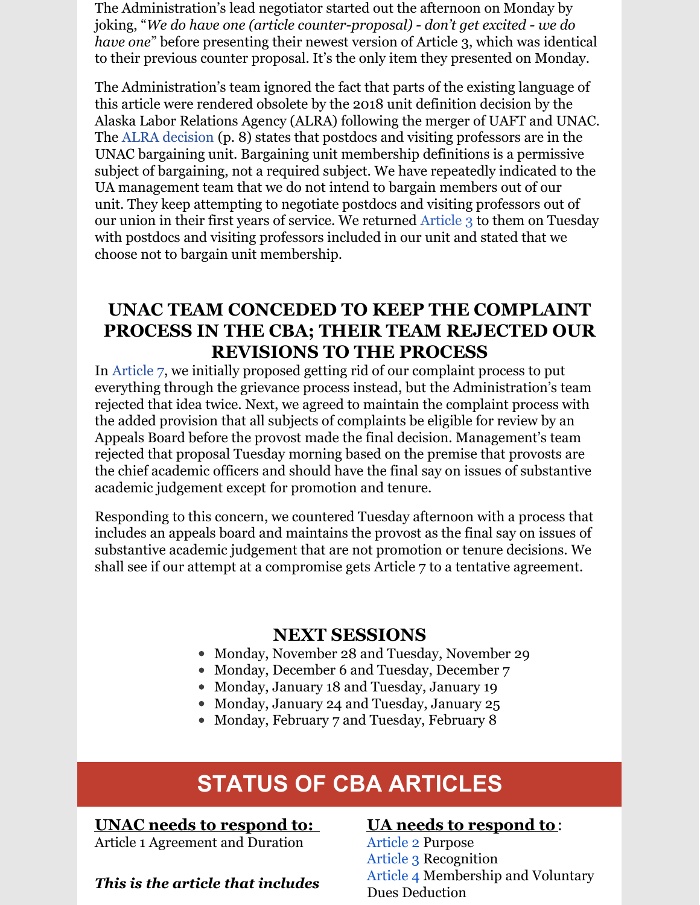The Administration's lead negotiator started out the afternoon on Monday by joking, "*We do have one (article counter-proposal) - don't get excited - we do have one*" before presenting their newest version of Article 3, which was identical to their previous counter proposal. It's the only item they presented on Monday.

The Administration's team ignored the fact that parts of the existing language of this article were rendered obsolete by the 2018 unit definition decision by the Alaska Labor Relations Agency (ALRA) following the merger of UAFT and UNAC. The ALRA decision (p. 8) states that postdocs and visiting professors are in the UNAC bargaining unit. Bargaining unit membership definitions is a permissive subject of bargaining, not a required subject. We have repeatedly indicated to the UA management team that we do not intend to bargain members out of our unit. They keep attempting to negotiate postdocs and visiting professors out of our union in their first years of service. We returned Article 3 to them on Tuesday with postdocs and visiting professors included in our unit and stated that we choose not to bargain unit membership.

## UNAC TEAM CONCEDED TO KEEP THE COMPLAINT PROCESS IN THE CBA; THEIR TEAM REJECTED OUR REVISIONS TO THE PROCESS

In Article 7, we initially proposed getting rid of our complaint process to put everything through the grievance process instead, but the Administration's team rejected that idea twice. Next, we agreed to maintain the complaint process with the added provision that all subjects of complaints be eligible for review by an Appeals Board before the provost made the final decision. Management's team rejected that proposal Tuesday morning based on the premise that provosts are the chief academic officers and should have the final say on issues of substantive academic judgement except for promotion and tenure.

Responding to this concern, we countered Tuesday afternoon with a process that includes an appeals board and maintains the provost as the final say on issues of substantive academic judgement that are not promotion or tenure decisions. We shall see if our attempt at a compromise gets Article 7 to a tentative agreement.

## NEXT SESSIONS

- Monday, November 28 and Tuesday, November 29
- Monday, December 6 and Tuesday, December 7
- Monday, January 18 and Tuesday, January 19
- Monday, January 24 and Tuesday, January 25
- Monday, February 7 and Tuesday, February 8

# STATUS OF CBA ARTICLES

**UNAC needs to respond to:**

Article 1 Agreement and Duration

***This is the article that includes***

**UA needs to respond to:**

Article 2 Purpose
Article 3 Recognition
Article 4 Membership and Voluntary Dues Deduction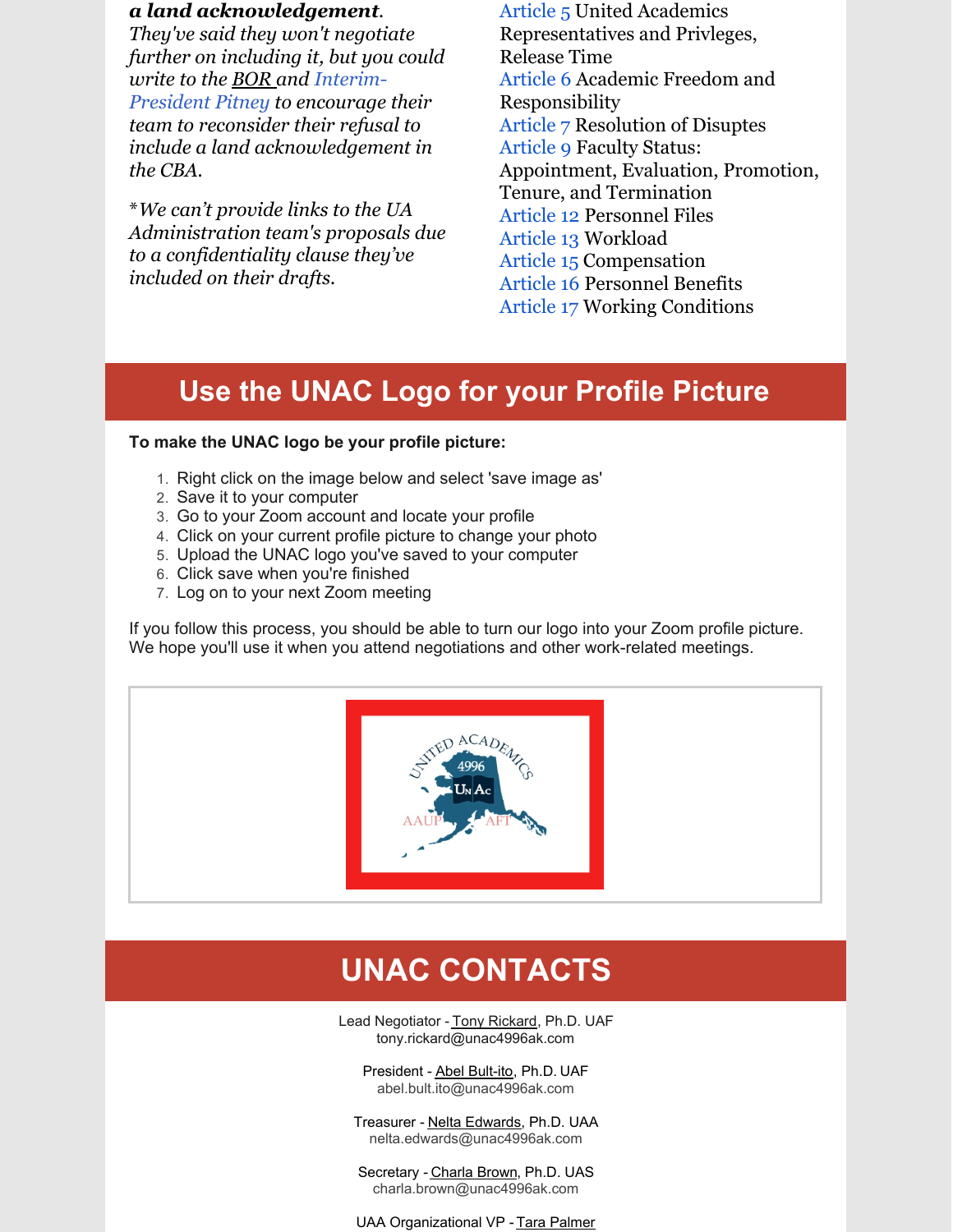***a land acknowledgement**. They've said they won't negotiate further on including it, but you could write to the BOR and Interim-President Pitney to encourage their team to reconsider their refusal to include a land acknowledgement in the CBA.*

**We can't provide links to the UA Administration team's proposals due to a confidentiality clause they've included on their drafts.*

- Article 5 United Academics Representatives and Privleges, Release Time
- Article 6 Academic Freedom and Responsibility
- Article 7 Resolution of Disuptes
- Article 9 Faculty Status: Appointment, Evaluation, Promotion, Tenure, and Termination
- Article 12 Personnel Files
- Article 13 Workload
- Article 15 Compensation
- Article 16 Personnel Benefits
- Article 17 Working Conditions

## Use the UNAC Logo for your Profile Picture

**To make the UNAC logo be your profile picture:**

1. Right click on the image below and select 'save image as'
2. Save it to your computer
3. Go to your Zoom account and locate your profile
4. Click on your current profile picture to change your photo
5. Upload the UNAC logo you've saved to your computer
6. Click save when you're finished
7. Log on to your next Zoom meeting

If you follow this process, you should be able to turn our logo into your Zoom profile picture. We hope you'll use it when you attend negotiations and other work-related meetings.

## UNAC CONTACTS

Lead Negotiator - Tony Rickard, Ph.D. UAF
tony.rickard@unac4996ak.com

President - Abel Bult-ito, Ph.D. UAF
abel.bult.ito@unac4996ak.com

Treasurer - Nelta Edwards, Ph.D. UAA
nelta.edwards@unac4996ak.com

Secretary - Charla Brown, Ph.D. UAS
charla.brown@unac4996ak.com

UAA Organizational VP - Tara Palmer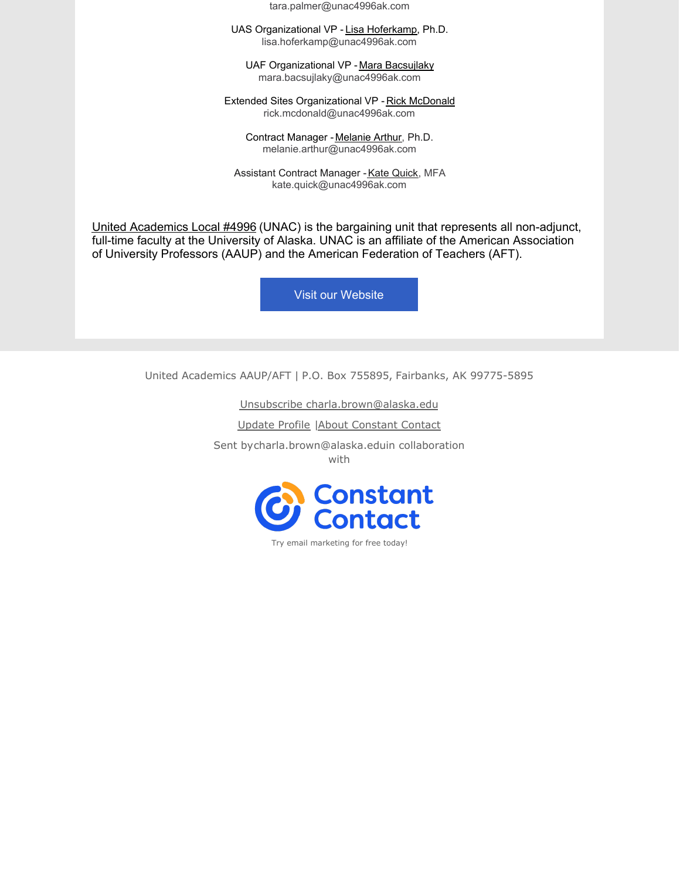tara.palmer@unac4996ak.com

UAS Organizational VP - Lisa Hoferkamp, Ph.D.
lisa.hoferkamp@unac4996ak.com

UAF Organizational VP - Mara Bacsujlaky
mara.bacsujlaky@unac4996ak.com

Extended Sites Organizational VP - Rick McDonald
rick.mcdonald@unac4996ak.com

Contract Manager - Melanie Arthur, Ph.D.
melanie.arthur@unac4996ak.com

Assistant Contract Manager - Kate Quick, MFA
kate.quick@unac4996ak.com

United Academics Local #4996 (UNAC) is the bargaining unit that represents all non-adjunct, full-time faculty at the University of Alaska. UNAC is an affiliate of the American Association of University Professors (AAUP) and the American Federation of Teachers (AFT).

Visit our Website

United Academics AAUP/AFT | P.O. Box 755895, Fairbanks, AK 99775-5895

Unsubscribe charla.brown@alaska.edu

Update Profile | About Constant Contact

Sent by charla.brown@alaska.edu in collaboration with

Constant Contact

Try email marketing for free today!